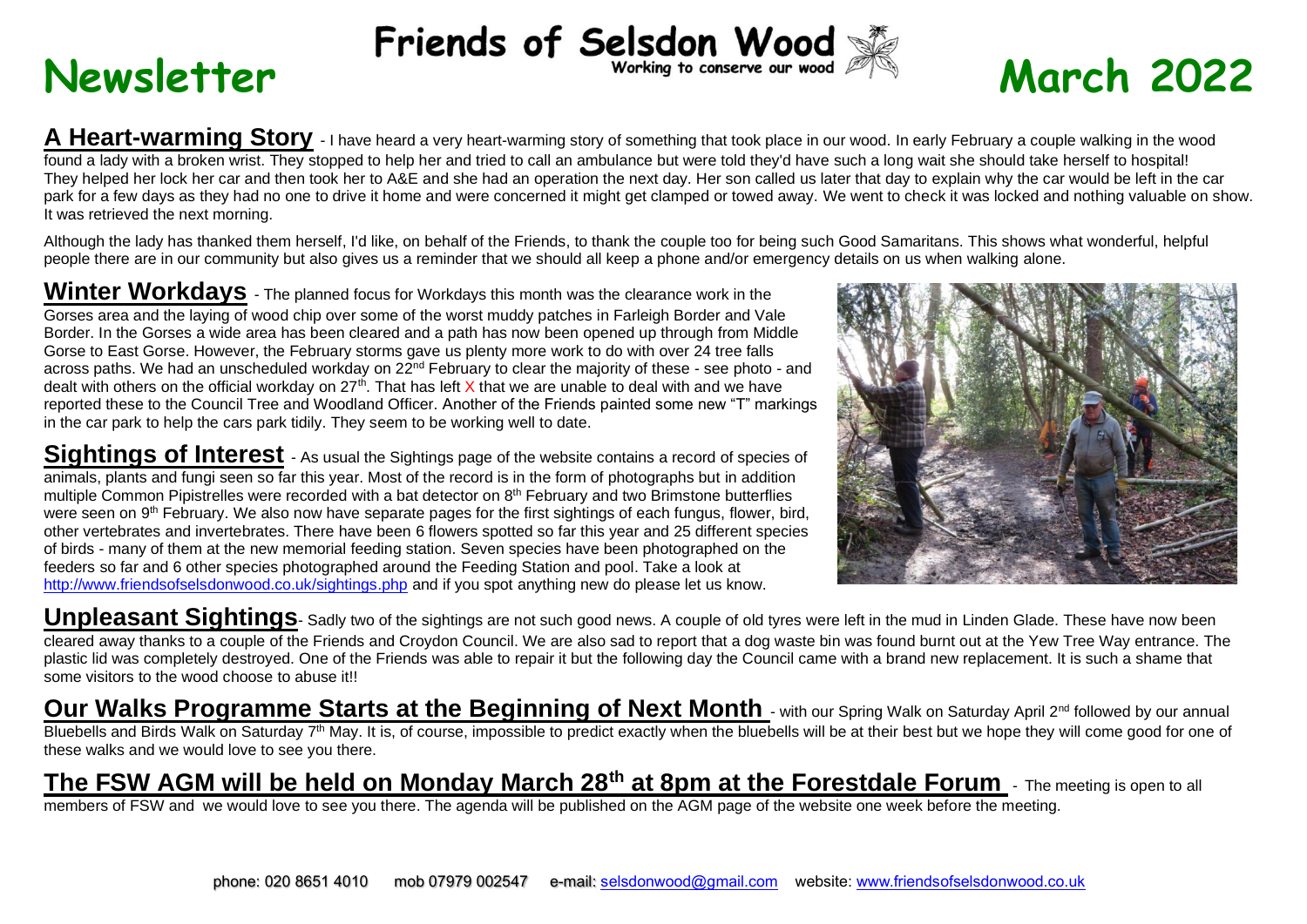# Newsletter — Friends of Selsdon Wood — March 2022

*Working to conserve our wood*

**A Heart-warming Story** - I have heard a very heart-warming story of something that took place in our wood. In early February a couple walking in the wood found a lady with a broken wrist. They stopped to help her and tried to call an ambulance but were told they'd have such a long wait she should take herself to hospital! They helped her lock her car and then took her to A&E and she had an operation the next day. Her son called us later that day to explain why the car would be left in the car park for a few days as they had no one to drive it home and were concerned it might get clamped or towed away. We went to check it was locked and nothing valuable on show. It was retrieved the next morning.

Although the lady has thanked them herself, I'd like, on behalf of the Friends, to thank the couple too for being such Good Samaritans. This shows what wonderful, helpful people there are in our community but also gives us a reminder that we should all keep a phone and/or emergency details on us when walking alone.

**Winter Workdays** - The planned focus for Workdays this month was the clearance work in the Gorses area and the laying of wood chip over some of the worst muddy patches in Farleigh Border and Vale Border. In the Gorses a wide area has been cleared and a path has now been opened up through from Middle Gorse to East Gorse. However, the February storms gave us plenty more work to do with over 24 tree falls across paths. We had an unscheduled workday on 22nd February to clear the majority of these - see photo - and dealt with others on the official workday on 27th. That has left X that we are unable to deal with and we have reported these to the Council Tree and Woodland Officer. Another of the Friends painted some new "T" markings in the car park to help the cars park tidily. They seem to be working well to date.

**Sightings of Interest** - As usual the Sightings page of the website contains a record of species of animals, plants and fungi seen so far this year. Most of the record is in the form of photographs but in addition multiple Common Pipistrelles were recorded with a bat detector on 8th February and two Brimstone butterflies were seen on 9th February. We also now have separate pages for the first sightings of each fungus, flower, bird, other vertebrates and invertebrates. There have been 6 flowers spotted so far this year and 25 different species of birds - many of them at the new memorial feeding station. Seven species have been photographed on the feeders so far and 6 other species photographed around the Feeding Station and pool. Take a look at http://www.friendsofselsdonwood.co.uk/sightings.php and if you spot anything new do please let us know.

**Unpleasant Sightings**- Sadly two of the sightings are not such good news. A couple of old tyres were left in the mud in Linden Glade. These have now been cleared away thanks to a couple of the Friends and Croydon Council. We are also sad to report that a dog waste bin was found burnt out at the Yew Tree Way entrance. The plastic lid was completely destroyed. One of the Friends was able to repair it but the following day the Council came with a brand new replacement. It is such a shame that some visitors to the wood choose to abuse it!!

**Our Walks Programme Starts at the Beginning of Next Month** - with our Spring Walk on Saturday April 2nd followed by our annual Bluebells and Birds Walk on Saturday 7th May. It is, of course, impossible to predict exactly when the bluebells will be at their best but we hope they will come good for one of these walks and we would love to see you there.

**The FSW AGM will be held on Monday March 28th at 8pm at the Forestdale Forum** - The meeting is open to all members of FSW and we would love to see you there. The agenda will be published on the AGM page of the website one week before the meeting.

phone: 020 8651 4010 mob 07979 002547 e-mail: selsdonwood@gmail.com website: www.friendsofselsdonwood.co.uk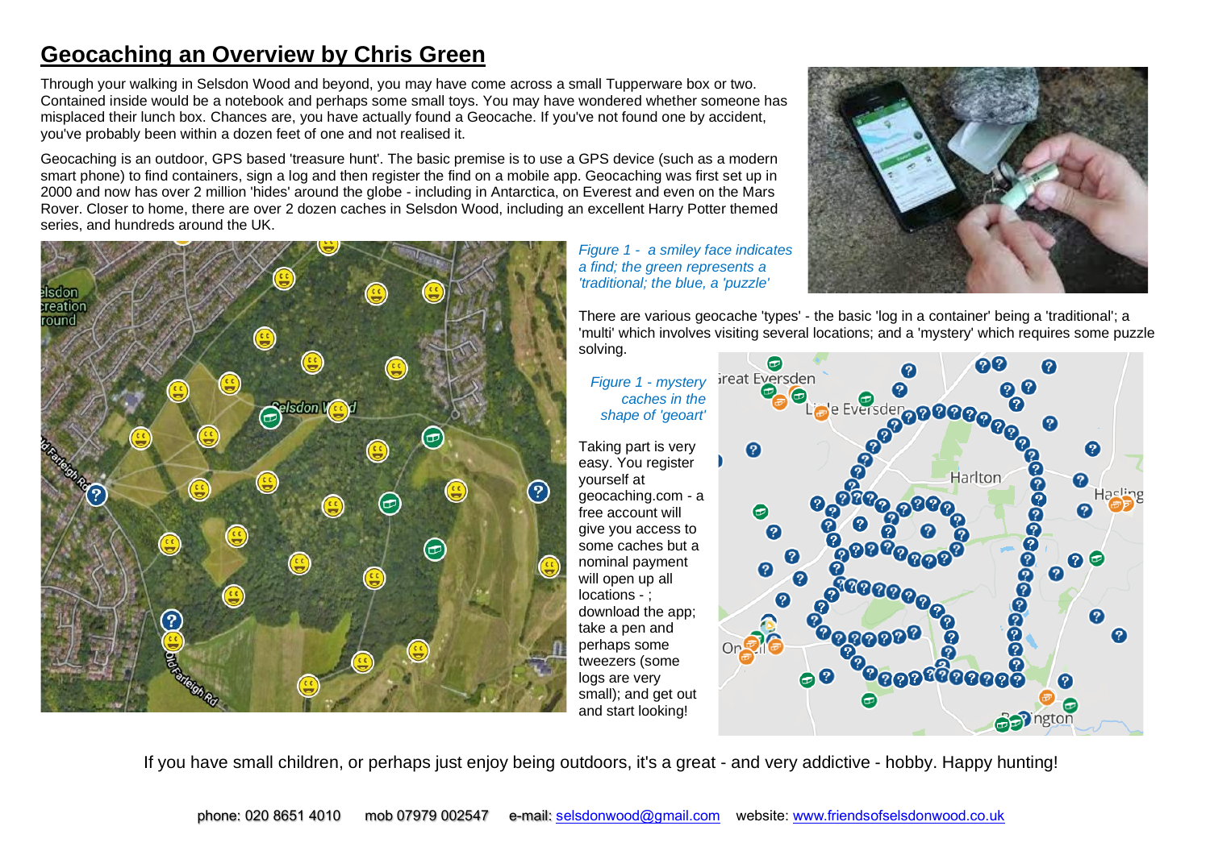# Geocaching an Overview by Chris Green

Through your walking in Selsdon Wood and beyond, you may have come across a small Tupperware box or two. Contained inside would be a notebook and perhaps some small toys. You may have wondered whether someone has misplaced their lunch box. Chances are, you have actually found a Geocache. If you've not found one by accident, you've probably been within a dozen feet of one and not realised it.

Geocaching is an outdoor, GPS based 'treasure hunt'. The basic premise is to use a GPS device (such as a modern smart phone) to find containers, sign a log and then register the find on a mobile app. Geocaching was first set up in 2000 and now has over 2 million 'hides' around the globe - including in Antarctica, on Everest and even on the Mars Rover. Closer to home, there are over 2 dozen caches in Selsdon Wood, including an excellent Harry Potter themed series, and hundreds around the UK.

*Figure 1 - a smiley face indicates a find; the green represents a 'traditional; the blue, a 'puzzle'*

There are various geocache 'types' - the basic 'log in a container' being a 'traditional'; a 'multi' which involves visiting several locations; and a 'mystery' which requires some puzzle solving.

*Figure 1 - mystery caches in the shape of 'geoart'*

Taking part is very easy. You register yourself at geocaching.com - a free account will give you access to some caches but a nominal payment will open up all locations - ; download the app; take a pen and perhaps some tweezers (some logs are very small); and get out and start looking!

If you have small children, or perhaps just enjoy being outdoors, it's a great - and very addictive - hobby. Happy hunting!

phone: 020 8651 4010 mob 07979 002547 e-mail: selsdonwood@gmail.com website: www.friendsofselsdonwood.co.uk